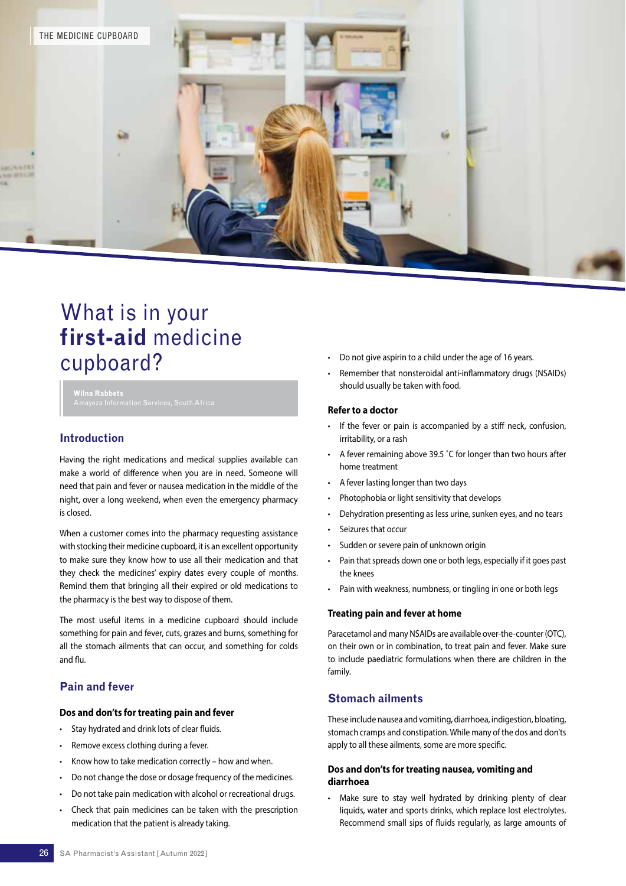# What is in your **first-aid** medicine cupboard?

**Wilna Rabbets**
Amayeza Information Services, South Africa

## Introduction

Having the right medications and medical supplies available can make a world of difference when you are in need. Someone will need that pain and fever or nausea medication in the middle of the night, over a long weekend, when even the emergency pharmacy is closed.

When a customer comes into the pharmacy requesting assistance with stocking their medicine cupboard, it is an excellent opportunity to make sure they know how to use all their medication and that they check the medicines' expiry dates every couple of months. Remind them that bringing all their expired or old medications to the pharmacy is the best way to dispose of them.

The most useful items in a medicine cupboard should include something for pain and fever, cuts, grazes and burns, something for all the stomach ailments that can occur, and something for colds and flu.

## Pain and fever

### Dos and don'ts for treating pain and fever

- Stay hydrated and drink lots of clear fluids.
- Remove excess clothing during a fever.
- Know how to take medication correctly – how and when.
- Do not change the dose or dosage frequency of the medicines.
- Do not take pain medication with alcohol or recreational drugs.
- Check that pain medicines can be taken with the prescription medication that the patient is already taking.
- Do not give aspirin to a child under the age of 16 years.
- Remember that nonsteroidal anti-inflammatory drugs (NSAIDs) should usually be taken with food.

### Refer to a doctor

- If the fever or pain is accompanied by a stiff neck, confusion, irritability, or a rash
- A fever remaining above 39.5 °C for longer than two hours after home treatment
- A fever lasting longer than two days
- Photophobia or light sensitivity that develops
- Dehydration presenting as less urine, sunken eyes, and no tears
- Seizures that occur
- Sudden or severe pain of unknown origin
- Pain that spreads down one or both legs, especially if it goes past the knees
- Pain with weakness, numbness, or tingling in one or both legs

### Treating pain and fever at home

Paracetamol and many NSAIDs are available over-the-counter (OTC), on their own or in combination, to treat pain and fever. Make sure to include paediatric formulations when there are children in the family.

## Stomach ailments

These include nausea and vomiting, diarrhoea, indigestion, bloating, stomach cramps and constipation. While many of the dos and don'ts apply to all these ailments, some are more specific.

### Dos and don'ts for treating nausea, vomiting and diarrhoea

- Make sure to stay well hydrated by drinking plenty of clear liquids, water and sports drinks, which replace lost electrolytes. Recommend small sips of fluids regularly, as large amounts of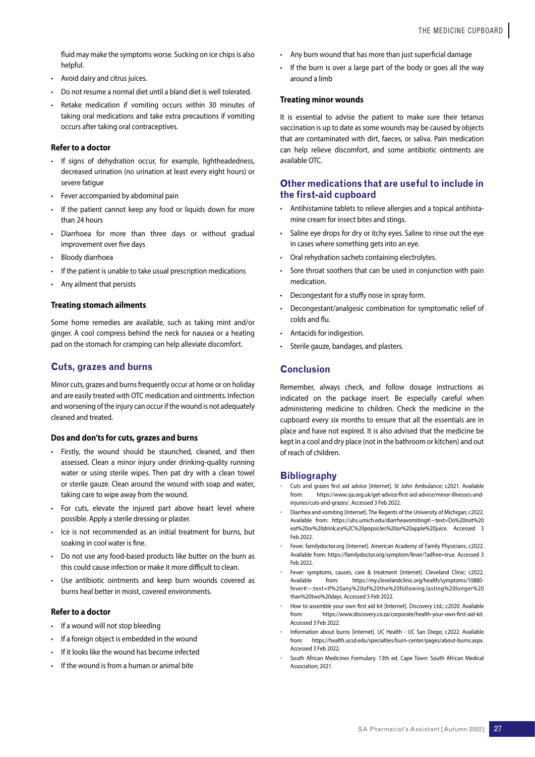fluid may make the symptoms worse. Sucking on ice chips is also helpful.

- Avoid dairy and citrus juices.
- Do not resume a normal diet until a bland diet is well tolerated.
- Retake medication if vomiting occurs within 30 minutes of taking oral medications and take extra precautions if vomiting occurs after taking oral contraceptives.

### Refer to a doctor

- If signs of dehydration occur, for example, lightheadedness, decreased urination (no urination at least every eight hours) or severe fatigue
- Fever accompanied by abdominal pain
- If the patient cannot keep any food or liquids down for more than 24 hours
- Diarrhoea for more than three days or without gradual improvement over five days
- Bloody diarrhoea
- If the patient is unable to take usual prescription medications
- Any ailment that persists

### Treating stomach ailments

Some home remedies are available, such as taking mint and/or ginger. A cool compress behind the neck for nausea or a heating pad on the stomach for cramping can help alleviate discomfort.

## Cuts, grazes and burns

Minor cuts, grazes and burns frequently occur at home or on holiday and are easily treated with OTC medication and ointments. Infection and worsening of the injury can occur if the wound is not adequately cleaned and treated.

### Dos and don'ts for cuts, grazes and burns

- Firstly, the wound should be staunched, cleaned, and then assessed. Clean a minor injury under drinking-quality running water or using sterile wipes. Then pat dry with a clean towel or sterile gauze. Clean around the wound with soap and water, taking care to wipe away from the wound.
- For cuts, elevate the injured part above heart level where possible. Apply a sterile dressing or plaster.
- Ice is not recommended as an initial treatment for burns, but soaking in cool water is fine.
- Do not use any food-based products like butter on the burn as this could cause infection or make it more difficult to clean.
- Use antibiotic ointments and keep burn wounds covered as burns heal better in moist, covered environments.

### Refer to a doctor

- If a wound will not stop bleeding
- If a foreign object is embedded in the wound
- If it looks like the wound has become infected
- If the wound is from a human or animal bite
- Any burn wound that has more than just superficial damage
- If the burn is over a large part of the body or goes all the way around a limb

### Treating minor wounds

It is essential to advise the patient to make sure their tetanus vaccination is up to date as some wounds may be caused by objects that are contaminated with dirt, faeces, or saliva. Pain medication can help relieve discomfort, and some antibiotic ointments are available OTC.

## Other medications that are useful to include in the first-aid cupboard

- Antihistamine tablets to relieve allergies and a topical antihistamine cream for insect bites and stings.
- Saline eye drops for dry or itchy eyes. Saline to rinse out the eye in cases where something gets into an eye.
- Oral rehydration sachets containing electrolytes.
- Sore throat soothers that can be used in conjunction with pain medication.
- Decongestant for a stuffy nose in spray form.
- Decongestant/analgesic combination for symptomatic relief of colds and flu.
- Antacids for indigestion.
- Sterile gauze, bandages, and plasters.

## Conclusion

Remember, always check, and follow dosage instructions as indicated on the package insert. Be especially careful when administering medicine to children. Check the medicine in the cupboard every six months to ensure that all the essentials are in place and have not expired. It is also advised that the medicine be kept in a cool and dry place (not in the bathroom or kitchen) and out of reach of children.

## Bibliography

- Cuts and grazes first aid advice [Internet]. St John Ambulance; c2021. Available from: https://www.sja.org.uk/get-advice/first-aid-advice/minor-illnesses-and-injuries/cuts-and-grazes/. Accessed 3 Feb 2022.
- Diarrhea and vomiting [Internet]. The Regents of the University of Michigan; c2022. Available from: https://uhs.umich.edu/diarrheavomiting#:~:text=Do%20not%20eat%20or%20drink,ice%2C%20popsicles%20or%20apple%20juice. Accessed 3 Feb 2022.
- Fever. familydoctor.org [Internet]. American Academy of Family Physicians; c2022. Available from: https://familydoctor.org/symptom/fever/?adfree=true. Accessed 3 Feb 2022.
- Fever: symptoms, causes, care & treatment [Internet]. Cleveland Clinic; c2022. Available from: https://my.clevelandclinic.org/health/symptoms/10880-fever#:~:text=If%20any%20of%20the%20following,lasting%20longer%20than%20two%20days. Accessed 3 Feb 2022.
- How to assemble your own first aid kit [Internet]. Discovery Ltd.; c2020. Available from: https://www.discovery.co.za/corporate/health-your-own-first-aid-kit. Accessed 3 Feb 2022.
- Information about burns [Internet]. UC Health - UC San Diego; c2022. Available from: https://health.ucsd.edu/specialties/burn-center/pages/about-burns.aspx. Accessed 3 Feb 2022.
- South African Medicines Formulary. 13th ed. Cape Town: South African Medical Association; 2021.